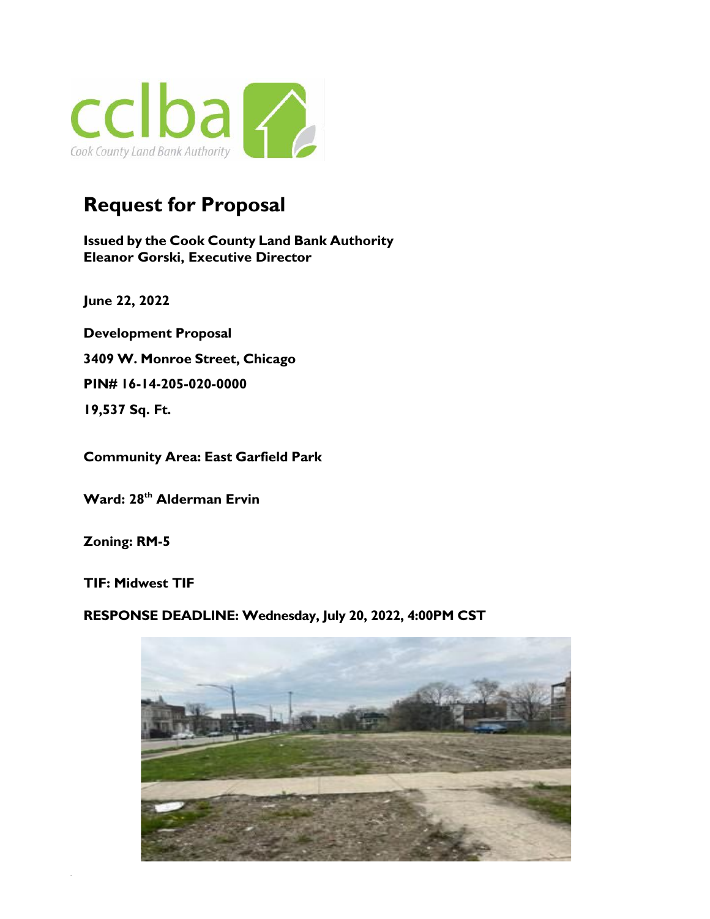cclba
Cook County Land Bank Authority

# Request for Proposal

**Issued by the Cook County Land Bank Authority**
**Eleanor Gorski, Executive Director**

**June 22, 2022**

**Development Proposal**

**3409 W. Monroe Street, Chicago**

**PIN# 16-14-205-020-0000**

**19,537 Sq. Ft.**

**Community Area: East Garfield Park**

**Ward: 28th Alderman Ervin**

**Zoning: RM-5**

**TIF: Midwest TIF**

**RESPONSE DEADLINE: Wednesday, July 20, 2022, 4:00PM CST**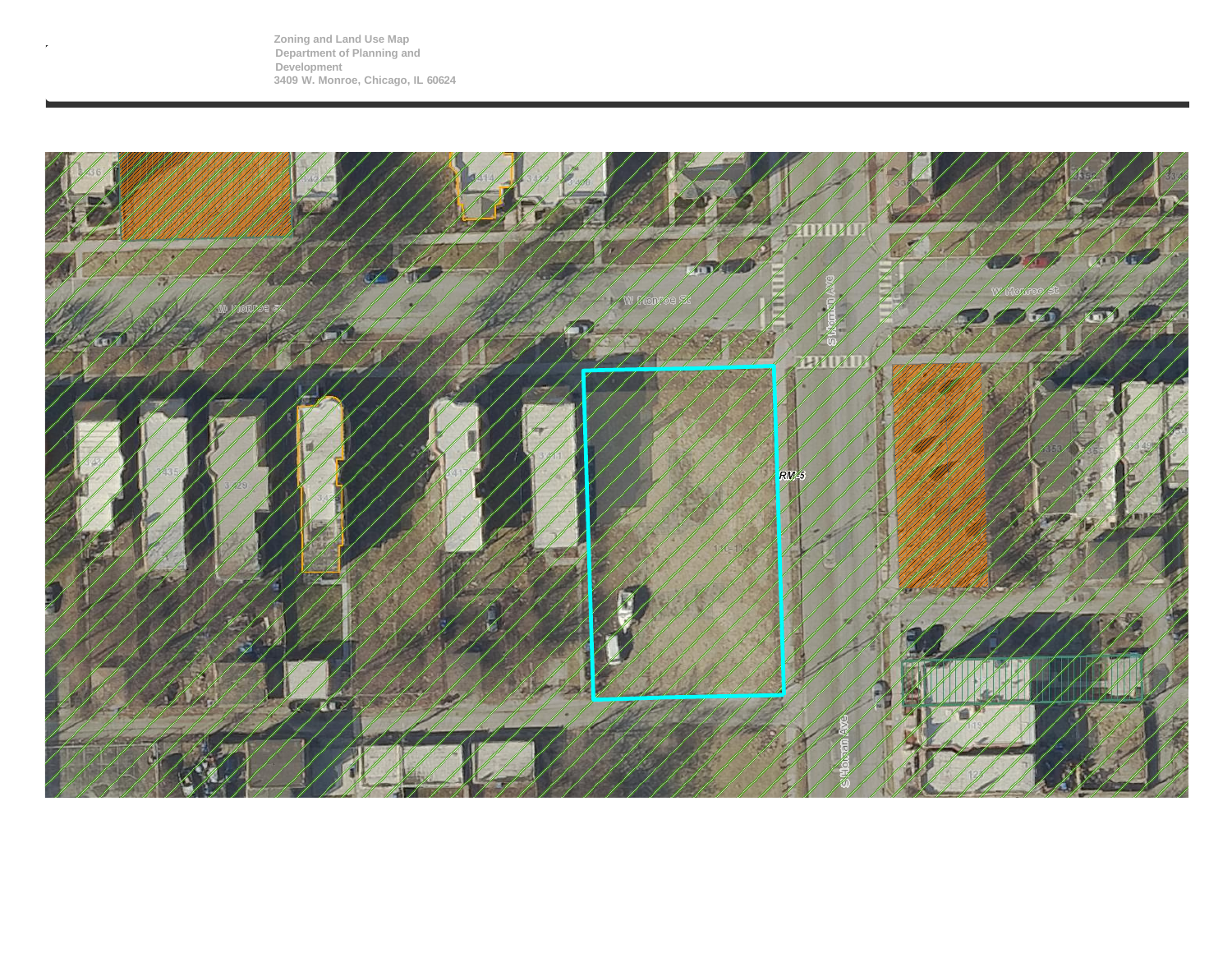Zoning and Land Use Map
Department of Planning and Development
3409 W. Monroe, Chicago, IL 60624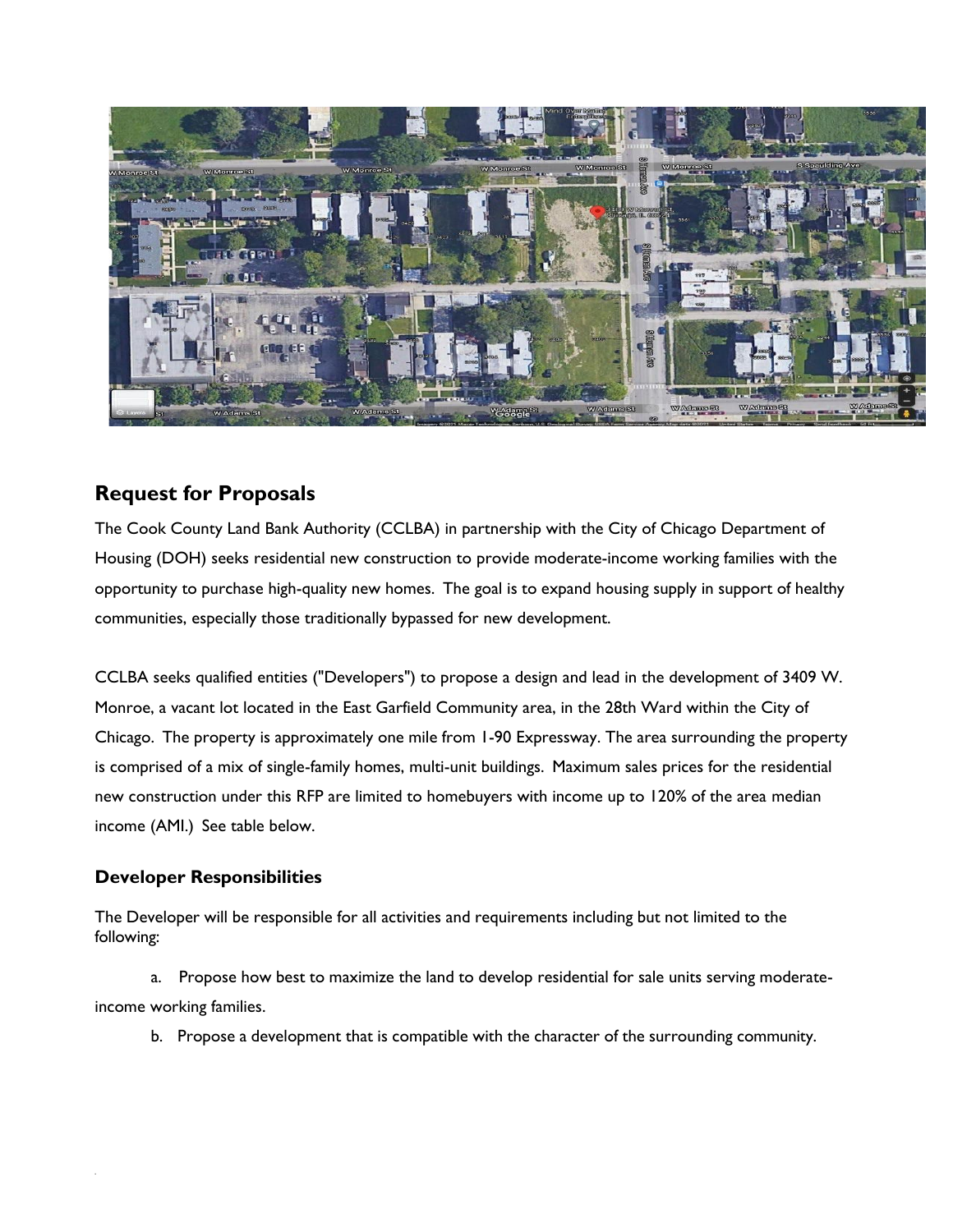## Request for Proposals

The Cook County Land Bank Authority (CCLBA) in partnership with the City of Chicago Department of Housing (DOH) seeks residential new construction to provide moderate-income working families with the opportunity to purchase high-quality new homes. The goal is to expand housing supply in support of healthy communities, especially those traditionally bypassed for new development.

CCLBA seeks qualified entities ("Developers") to propose a design and lead in the development of 3409 W. Monroe, a vacant lot located in the East Garfield Community area, in the 28th Ward within the City of Chicago. The property is approximately one mile from 1-90 Expressway. The area surrounding the property is comprised of a mix of single-family homes, multi-unit buildings. Maximum sales prices for the residential new construction under this RFP are limited to homebuyers with income up to 120% of the area median income (AMI.) See table below.

### Developer Responsibilities

The Developer will be responsible for all activities and requirements including but not limited to the following:

a. Propose how best to maximize the land to develop residential for sale units serving moderate-income working families.

b. Propose a development that is compatible with the character of the surrounding community.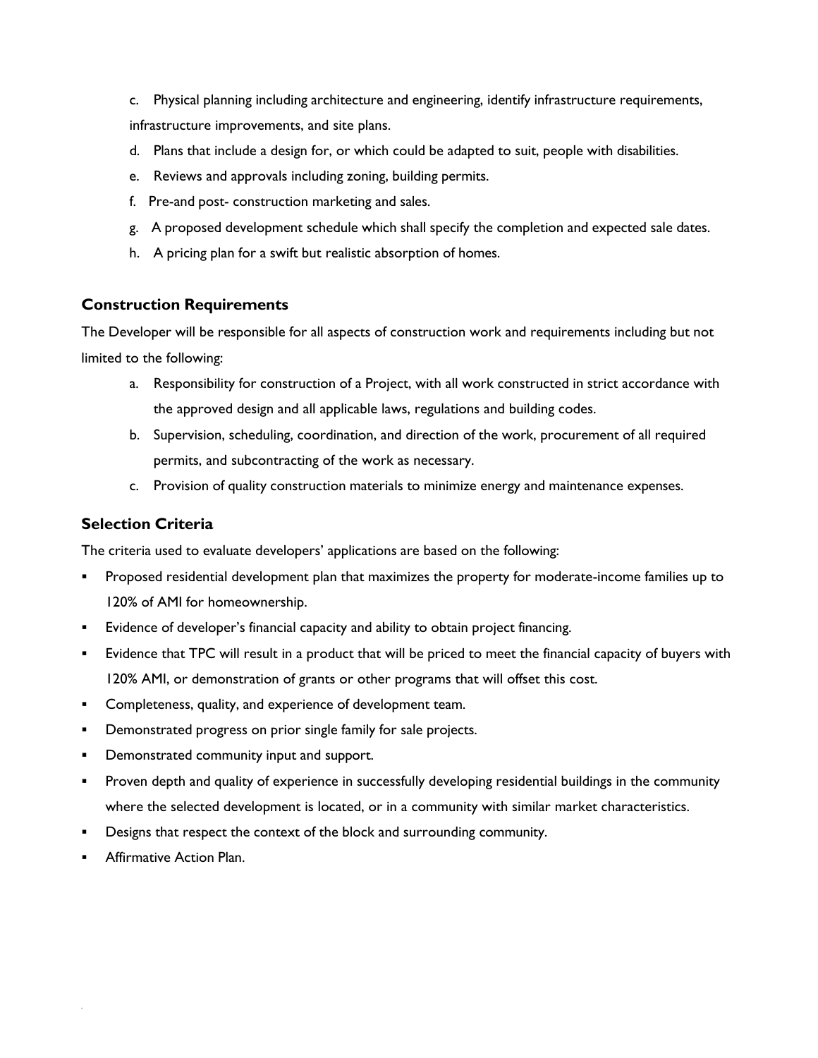c. Physical planning including architecture and engineering, identify infrastructure requirements, infrastructure improvements, and site plans.

d. Plans that include a design for, or which could be adapted to suit, people with disabilities.

e. Reviews and approvals including zoning, building permits.

f. Pre-and post- construction marketing and sales.

g. A proposed development schedule which shall specify the completion and expected sale dates.

h. A pricing plan for a swift but realistic absorption of homes.

### Construction Requirements

The Developer will be responsible for all aspects of construction work and requirements including but not limited to the following:

a. Responsibility for construction of a Project, with all work constructed in strict accordance with the approved design and all applicable laws, regulations and building codes.

b. Supervision, scheduling, coordination, and direction of the work, procurement of all required permits, and subcontracting of the work as necessary.

c. Provision of quality construction materials to minimize energy and maintenance expenses.

### Selection Criteria

The criteria used to evaluate developers' applications are based on the following:

- Proposed residential development plan that maximizes the property for moderate-income families up to 120% of AMI for homeownership.
- Evidence of developer's financial capacity and ability to obtain project financing.
- Evidence that TPC will result in a product that will be priced to meet the financial capacity of buyers with 120% AMI, or demonstration of grants or other programs that will offset this cost.
- Completeness, quality, and experience of development team.
- Demonstrated progress on prior single family for sale projects.
- Demonstrated community input and support.
- Proven depth and quality of experience in successfully developing residential buildings in the community where the selected development is located, or in a community with similar market characteristics.
- Designs that respect the context of the block and surrounding community.
- Affirmative Action Plan.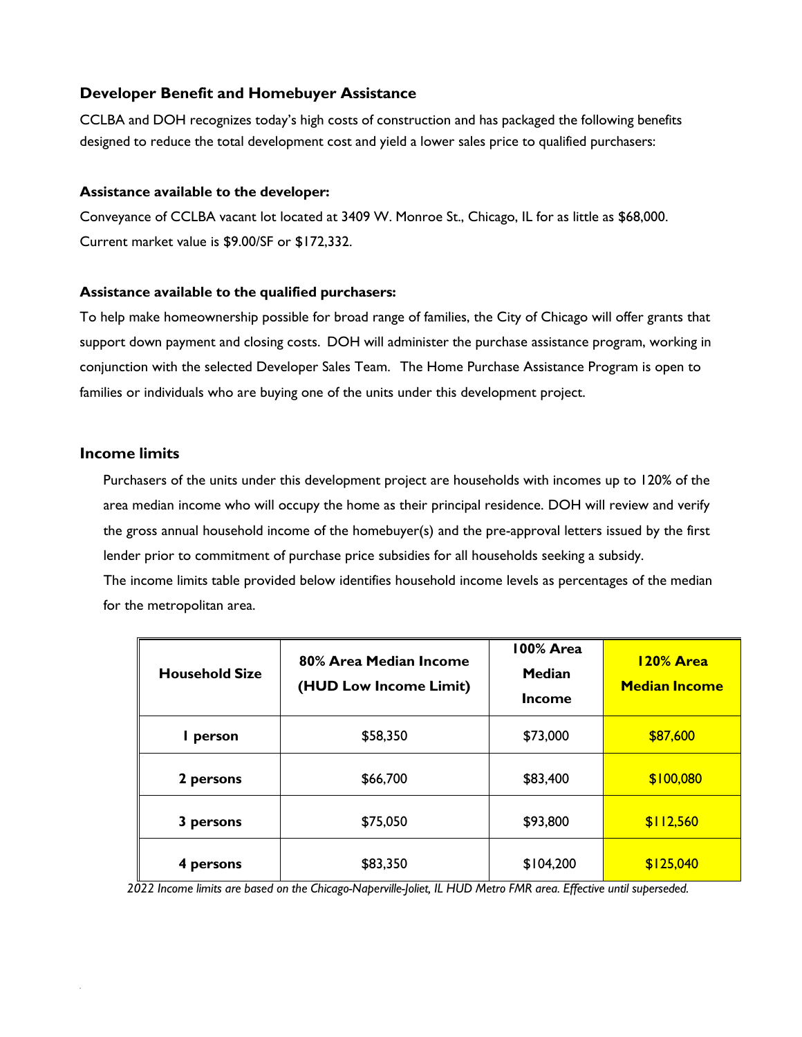## Developer Benefit and Homebuyer Assistance

CCLBA and DOH recognizes today's high costs of construction and has packaged the following benefits designed to reduce the total development cost and yield a lower sales price to qualified purchasers:

### Assistance available to the developer:

Conveyance of CCLBA vacant lot located at 3409 W. Monroe St., Chicago, IL for as little as $68,000. Current market value is $9.00/SF or $172,332.

### Assistance available to the qualified purchasers:

To help make homeownership possible for broad range of families, the City of Chicago will offer grants that support down payment and closing costs. DOH will administer the purchase assistance program, working in conjunction with the selected Developer Sales Team. The Home Purchase Assistance Program is open to families or individuals who are buying one of the units under this development project.

## Income limits

Purchasers of the units under this development project are households with incomes up to 120% of the area median income who will occupy the home as their principal residence. DOH will review and verify the gross annual household income of the homebuyer(s) and the pre-approval letters issued by the first lender prior to commitment of purchase price subsidies for all households seeking a subsidy.

The income limits table provided below identifies household income levels as percentages of the median for the metropolitan area.

| Household Size | 80% Area Median Income (HUD Low Income Limit) | 100% Area Median Income | 120% Area Median Income |
|---|---|---|---|
| 1 person | $58,350 | $73,000 | $87,600 |
| 2 persons | $66,700 | $83,400 | $100,080 |
| 3 persons | $75,050 | $93,800 | $112,560 |
| 4 persons | $83,350 | $104,200 | $125,040 |

*2022 Income limits are based on the Chicago-Naperville-Joliet, IL HUD Metro FMR area. Effective until superseded.*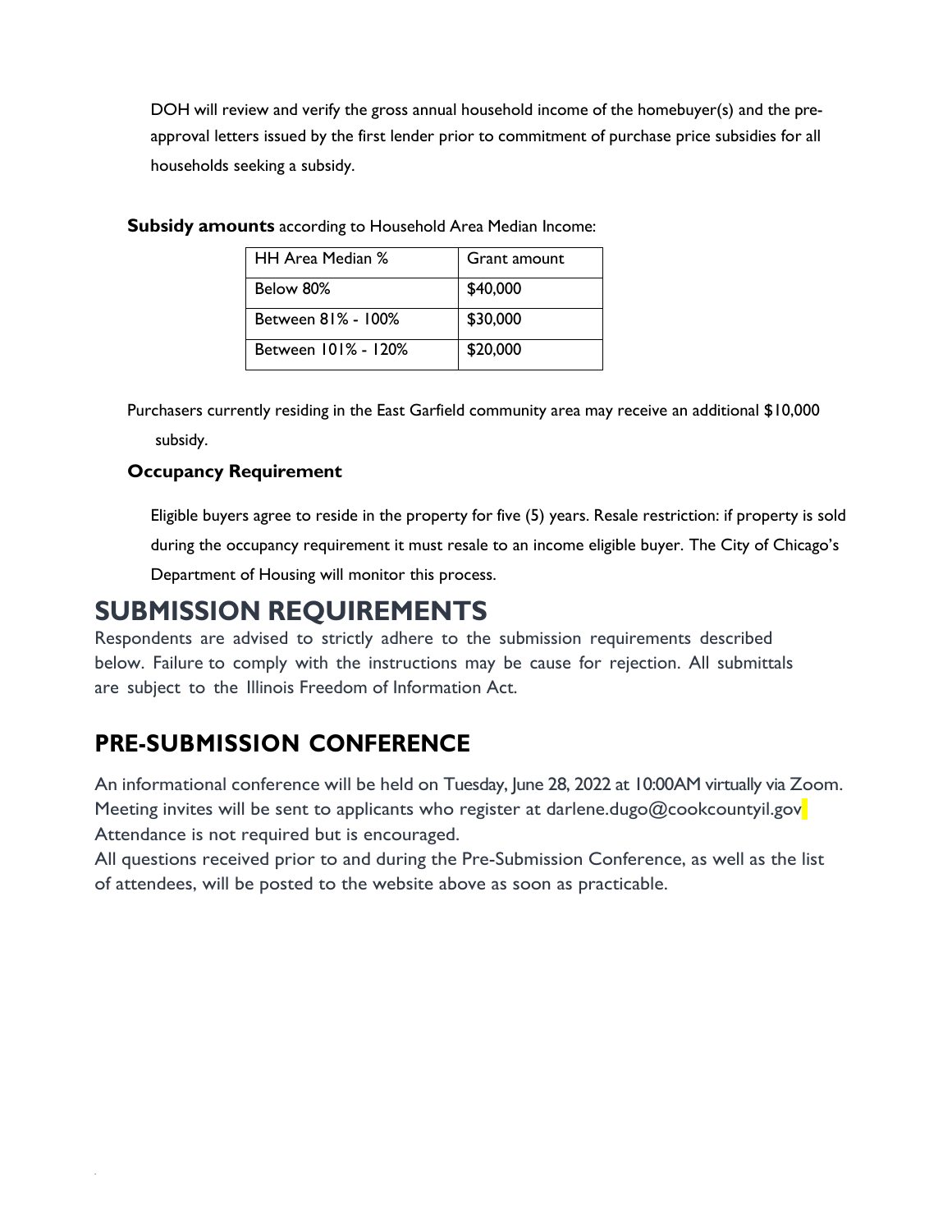DOH will review and verify the gross annual household income of the homebuyer(s) and the pre-approval letters issued by the first lender prior to commitment of purchase price subsidies for all households seeking a subsidy.

**Subsidy amounts** according to Household Area Median Income:

| HH Area Median % | Grant amount |
|---|---|
| Below 80% | $40,000 |
| Between 81% - 100% | $30,000 |
| Between 101% - 120% | $20,000 |

Purchasers currently residing in the East Garfield community area may receive an additional $10,000 subsidy.

**Occupancy Requirement**

Eligible buyers agree to reside in the property for five (5) years. Resale restriction: if property is sold during the occupancy requirement it must resale to an income eligible buyer. The City of Chicago's Department of Housing will monitor this process.

# SUBMISSION REQUIREMENTS

Respondents are advised to strictly adhere to the submission requirements described below. Failure to comply with the instructions may be cause for rejection. All submittals are subject to the Illinois Freedom of Information Act.

## PRE-SUBMISSION CONFERENCE

An informational conference will be held on Tuesday, June 28, 2022 at 10:00AM virtually via Zoom. Meeting invites will be sent to applicants who register at darlene.dugo@cookcountyil.gov Attendance is not required but is encouraged.

All questions received prior to and during the Pre-Submission Conference, as well as the list of attendees, will be posted to the website above as soon as practicable.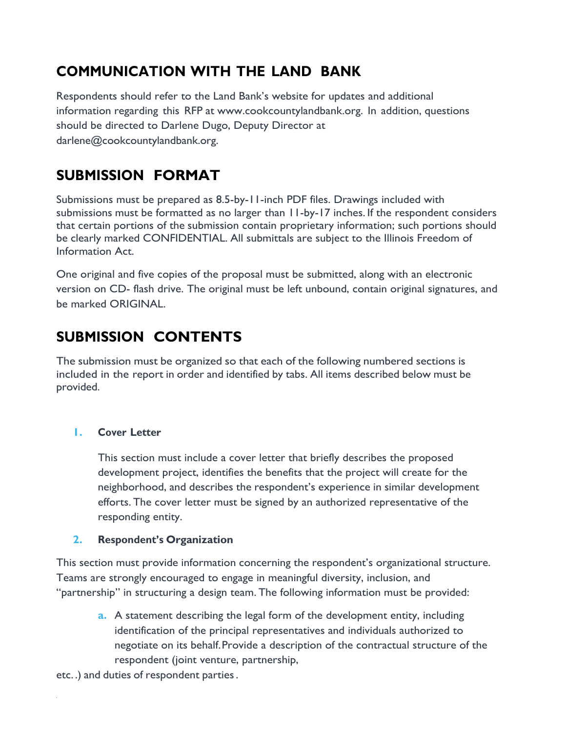## COMMUNICATION WITH THE LAND BANK

Respondents should refer to the Land Bank's website for updates and additional information regarding this RFP at www.cookcountylandbank.org. In addition, questions should be directed to Darlene Dugo, Deputy Director at darlene@cookcountylandbank.org.

## SUBMISSION FORMAT

Submissions must be prepared as 8.5-by-11-inch PDF files. Drawings included with submissions must be formatted as no larger than 11-by-17 inches. If the respondent considers that certain portions of the submission contain proprietary information; such portions should be clearly marked CONFIDENTIAL. All submittals are subject to the Illinois Freedom of Information Act.

One original and five copies of the proposal must be submitted, along with an electronic version on CD- flash drive. The original must be left unbound, contain original signatures, and be marked ORIGINAL.

## SUBMISSION CONTENTS

The submission must be organized so that each of the following numbered sections is included in the report in order and identified by tabs. All items described below must be provided.

1. **Cover Letter**

   This section must include a cover letter that briefly describes the proposed development project, identifies the benefits that the project will create for the neighborhood, and describes the respondent's experience in similar development efforts. The cover letter must be signed by an authorized representative of the responding entity.

2. **Respondent's Organization**

This section must provide information concerning the respondent's organizational structure. Teams are strongly encouraged to engage in meaningful diversity, inclusion, and "partnership" in structuring a design team. The following information must be provided:

   a. A statement describing the legal form of the development entity, including identification of the principal representatives and individuals authorized to negotiate on its behalf. Provide a description of the contractual structure of the respondent (joint venture, partnership,

etc..) and duties of respondent parties.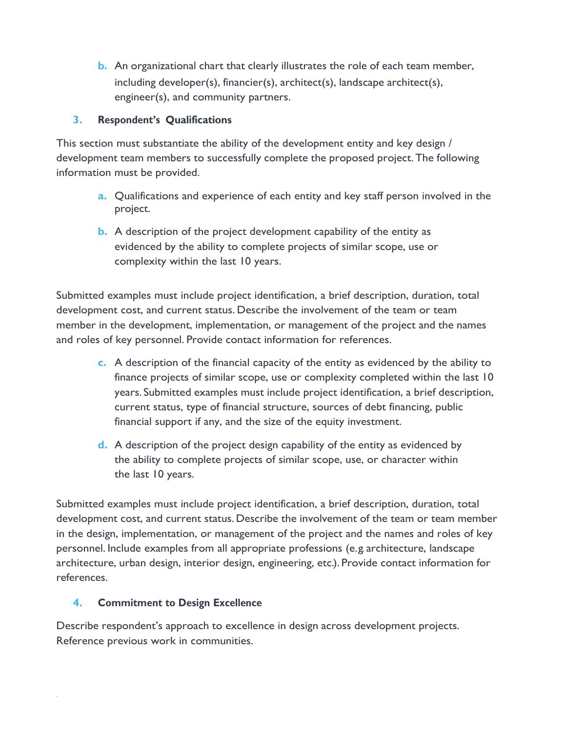b. An organizational chart that clearly illustrates the role of each team member, including developer(s), financier(s), architect(s), landscape architect(s), engineer(s), and community partners.

### 3. Respondent's Qualifications

This section must substantiate the ability of the development entity and key design / development team members to successfully complete the proposed project. The following information must be provided.

a. Qualifications and experience of each entity and key staff person involved in the project.

b. A description of the project development capability of the entity as evidenced by the ability to complete projects of similar scope, use or complexity within the last 10 years.

Submitted examples must include project identification, a brief description, duration, total development cost, and current status. Describe the involvement of the team or team member in the development, implementation, or management of the project and the names and roles of key personnel. Provide contact information for references.

c. A description of the financial capacity of the entity as evidenced by the ability to finance projects of similar scope, use or complexity completed within the last 10 years. Submitted examples must include project identification, a brief description, current status, type of financial structure, sources of debt financing, public financial support if any, and the size of the equity investment.

d. A description of the project design capability of the entity as evidenced by the ability to complete projects of similar scope, use, or character within the last 10 years.

Submitted examples must include project identification, a brief description, duration, total development cost, and current status. Describe the involvement of the team or team member in the design, implementation, or management of the project and the names and roles of key personnel. Include examples from all appropriate professions (e.g architecture, landscape architecture, urban design, interior design, engineering, etc.). Provide contact information for references.

### 4. Commitment to Design Excellence

Describe respondent's approach to excellence in design across development projects. Reference previous work in communities.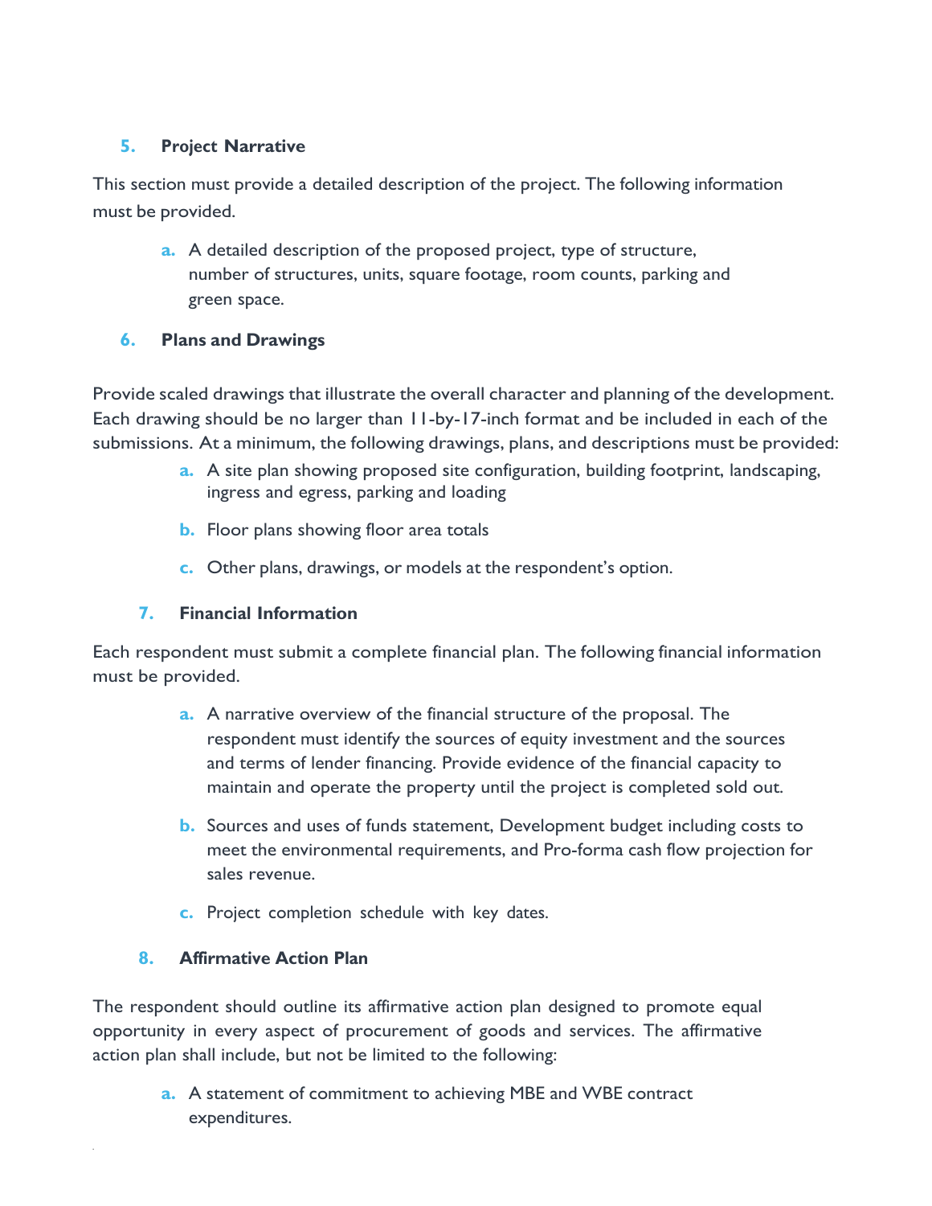### 5. Project Narrative

This section must provide a detailed description of the project. The following information must be provided.

a. A detailed description of the proposed project, type of structure, number of structures, units, square footage, room counts, parking and green space.

### 6. Plans and Drawings

Provide scaled drawings that illustrate the overall character and planning of the development. Each drawing should be no larger than 11-by-17-inch format and be included in each of the submissions. At a minimum, the following drawings, plans, and descriptions must be provided:

a. A site plan showing proposed site configuration, building footprint, landscaping, ingress and egress, parking and loading

b. Floor plans showing floor area totals

c. Other plans, drawings, or models at the respondent's option.

### 7. Financial Information

Each respondent must submit a complete financial plan. The following financial information must be provided.

a. A narrative overview of the financial structure of the proposal. The respondent must identify the sources of equity investment and the sources and terms of lender financing. Provide evidence of the financial capacity to maintain and operate the property until the project is completed sold out.

b. Sources and uses of funds statement, Development budget including costs to meet the environmental requirements, and Pro-forma cash flow projection for sales revenue.

c. Project completion schedule with key dates.

### 8. Affirmative Action Plan

The respondent should outline its affirmative action plan designed to promote equal opportunity in every aspect of procurement of goods and services. The affirmative action plan shall include, but not be limited to the following:

a. A statement of commitment to achieving MBE and WBE contract expenditures.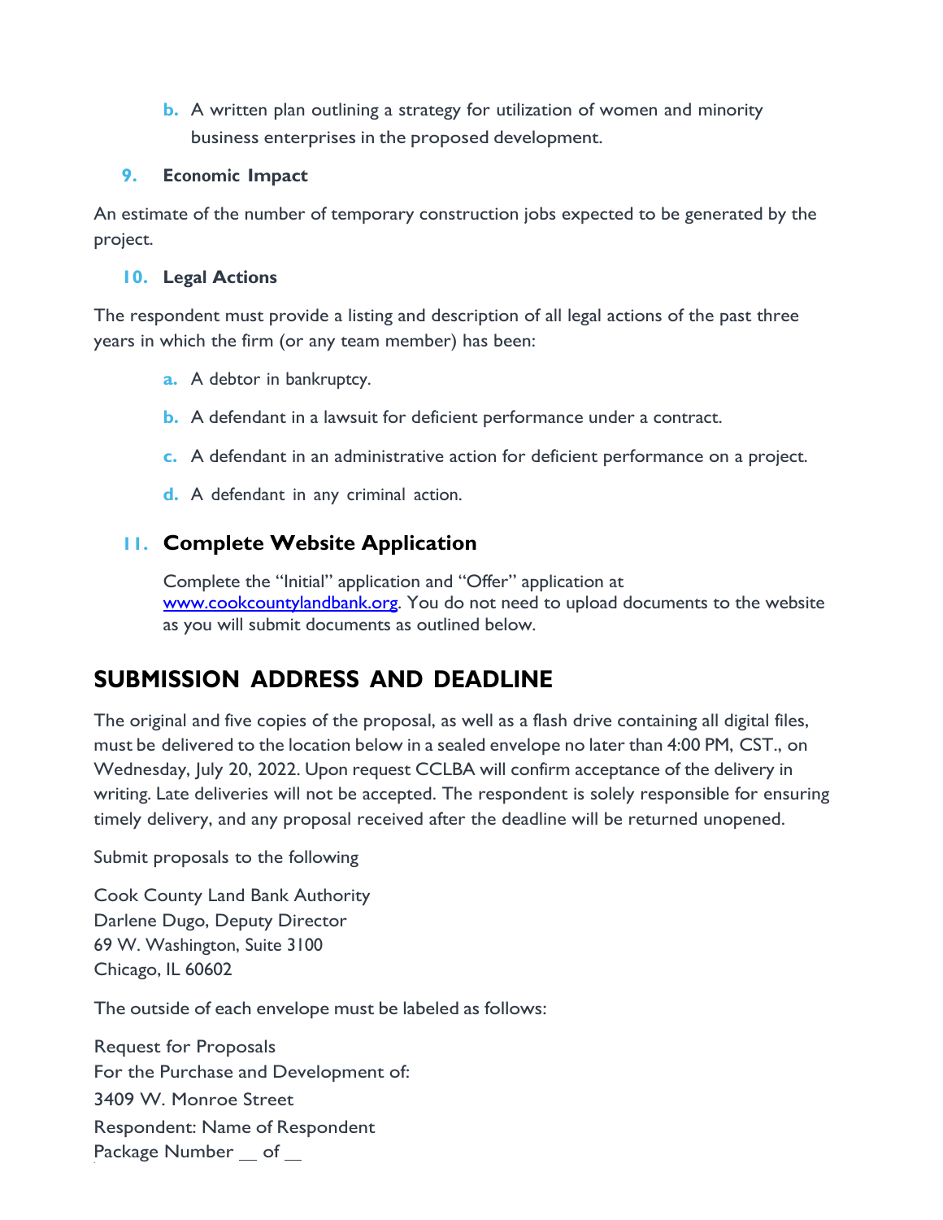b. A written plan outlining a strategy for utilization of women and minority business enterprises in the proposed development.

### 9. Economic Impact

An estimate of the number of temporary construction jobs expected to be generated by the project.

### 10. Legal Actions

The respondent must provide a listing and description of all legal actions of the past three years in which the firm (or any team member) has been:

a. A debtor in bankruptcy.

b. A defendant in a lawsuit for deficient performance under a contract.

c. A defendant in an administrative action for deficient performance on a project.

d. A defendant in any criminal action.

### 11. Complete Website Application

Complete the "Initial" application and "Offer" application at [www.cookcountylandbank.org](http://www.cookcountylandbank.org). You do not need to upload documents to the website as you will submit documents as outlined below.

## SUBMISSION ADDRESS AND DEADLINE

The original and five copies of the proposal, as well as a flash drive containing all digital files, must be delivered to the location below in a sealed envelope no later than 4:00 PM, CST., on Wednesday, July 20, 2022. Upon request CCLBA will confirm acceptance of the delivery in writing. Late deliveries will not be accepted. The respondent is solely responsible for ensuring timely delivery, and any proposal received after the deadline will be returned unopened.

Submit proposals to the following

Cook County Land Bank Authority
Darlene Dugo, Deputy Director
69 W. Washington, Suite 3100
Chicago, IL 60602

The outside of each envelope must be labeled as follows:

Request for Proposals
For the Purchase and Development of:
3409 W. Monroe Street
Respondent: Name of Respondent
Package Number __ of __